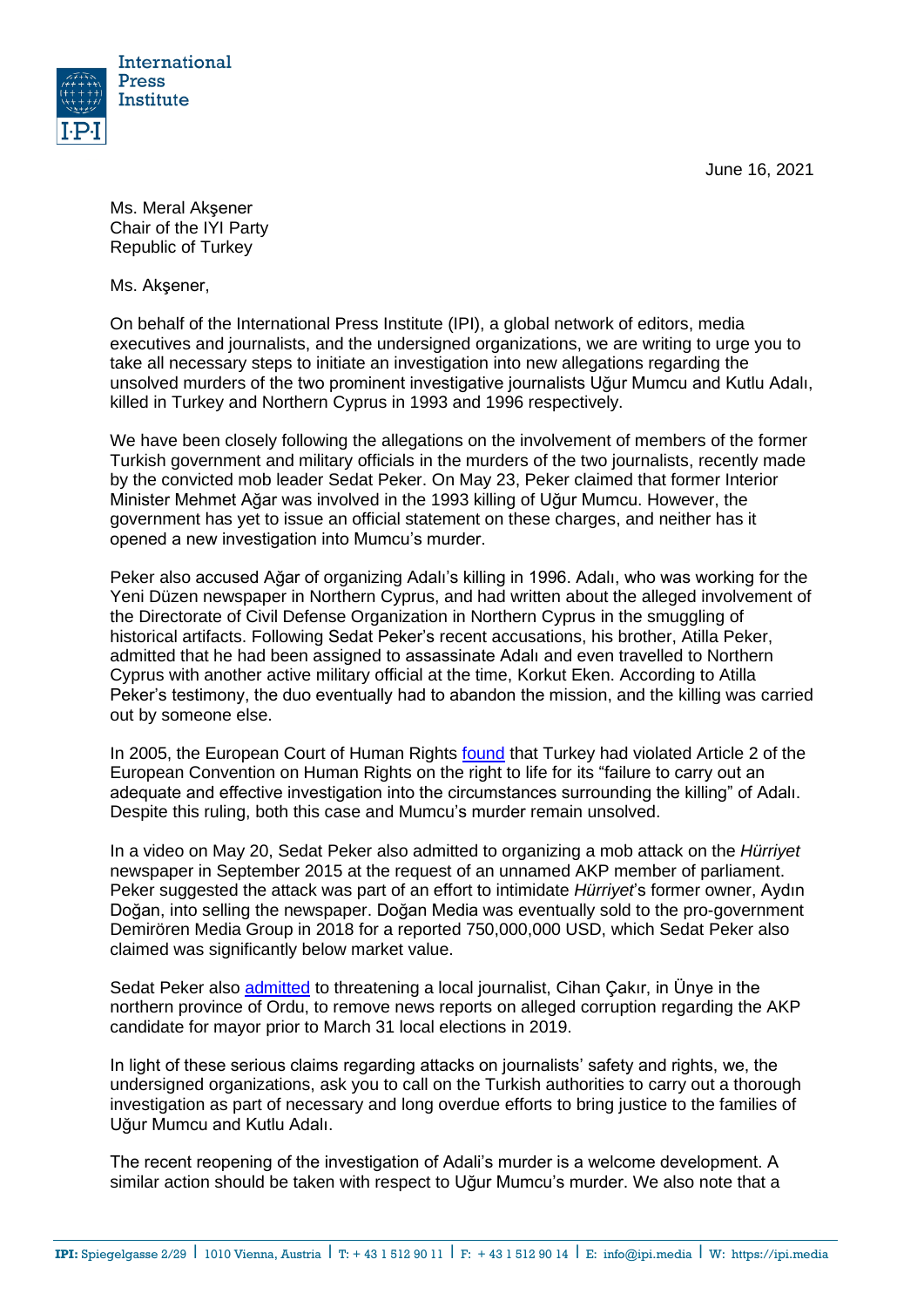International
Press
Institute

June 16, 2021

Ms. Meral Akşener
Chair of the IYI Party
Republic of Turkey

Ms. Akşener,

On behalf of the International Press Institute (IPI), a global network of editors, media executives and journalists, and the undersigned organizations, we are writing to urge you to take all necessary steps to initiate an investigation into new allegations regarding the unsolved murders of the two prominent investigative journalists Uğur Mumcu and Kutlu Adalı, killed in Turkey and Northern Cyprus in 1993 and 1996 respectively.

We have been closely following the allegations on the involvement of members of the former Turkish government and military officials in the murders of the two journalists, recently made by the convicted mob leader Sedat Peker. On May 23, Peker claimed that former Interior Minister Mehmet Ağar was involved in the 1993 killing of Uğur Mumcu. However, the government has yet to issue an official statement on these charges, and neither has it opened a new investigation into Mumcu's murder.

Peker also accused Ağar of organizing Adalı's killing in 1996. Adalı, who was working for the Yeni Düzen newspaper in Northern Cyprus, and had written about the alleged involvement of the Directorate of Civil Defense Organization in Northern Cyprus in the smuggling of historical artifacts. Following Sedat Peker's recent accusations, his brother, Atilla Peker, admitted that he had been assigned to assassinate Adalı and even travelled to Northern Cyprus with another active military official at the time, Korkut Eken. According to Atilla Peker's testimony, the duo eventually had to abandon the mission, and the killing was carried out by someone else.

In 2005, the European Court of Human Rights found that Turkey had violated Article 2 of the European Convention on Human Rights on the right to life for its "failure to carry out an adequate and effective investigation into the circumstances surrounding the killing" of Adalı. Despite this ruling, both this case and Mumcu's murder remain unsolved.

In a video on May 20, Sedat Peker also admitted to organizing a mob attack on the *Hürriyet* newspaper in September 2015 at the request of an unnamed AKP member of parliament. Peker suggested the attack was part of an effort to intimidate *Hürriyet*'s former owner, Aydın Doğan, into selling the newspaper. Doğan Media was eventually sold to the pro-government Demirören Media Group in 2018 for a reported 750,000,000 USD, which Sedat Peker also claimed was significantly below market value.

Sedat Peker also admitted to threatening a local journalist, Cihan Çakır, in Ünye in the northern province of Ordu, to remove news reports on alleged corruption regarding the AKP candidate for mayor prior to March 31 local elections in 2019.

In light of these serious claims regarding attacks on journalists' safety and rights, we, the undersigned organizations, ask you to call on the Turkish authorities to carry out a thorough investigation as part of necessary and long overdue efforts to bring justice to the families of Uğur Mumcu and Kutlu Adalı.

The recent reopening of the investigation of Adali's murder is a welcome development. A similar action should be taken with respect to Uğur Mumcu's murder. We also note that a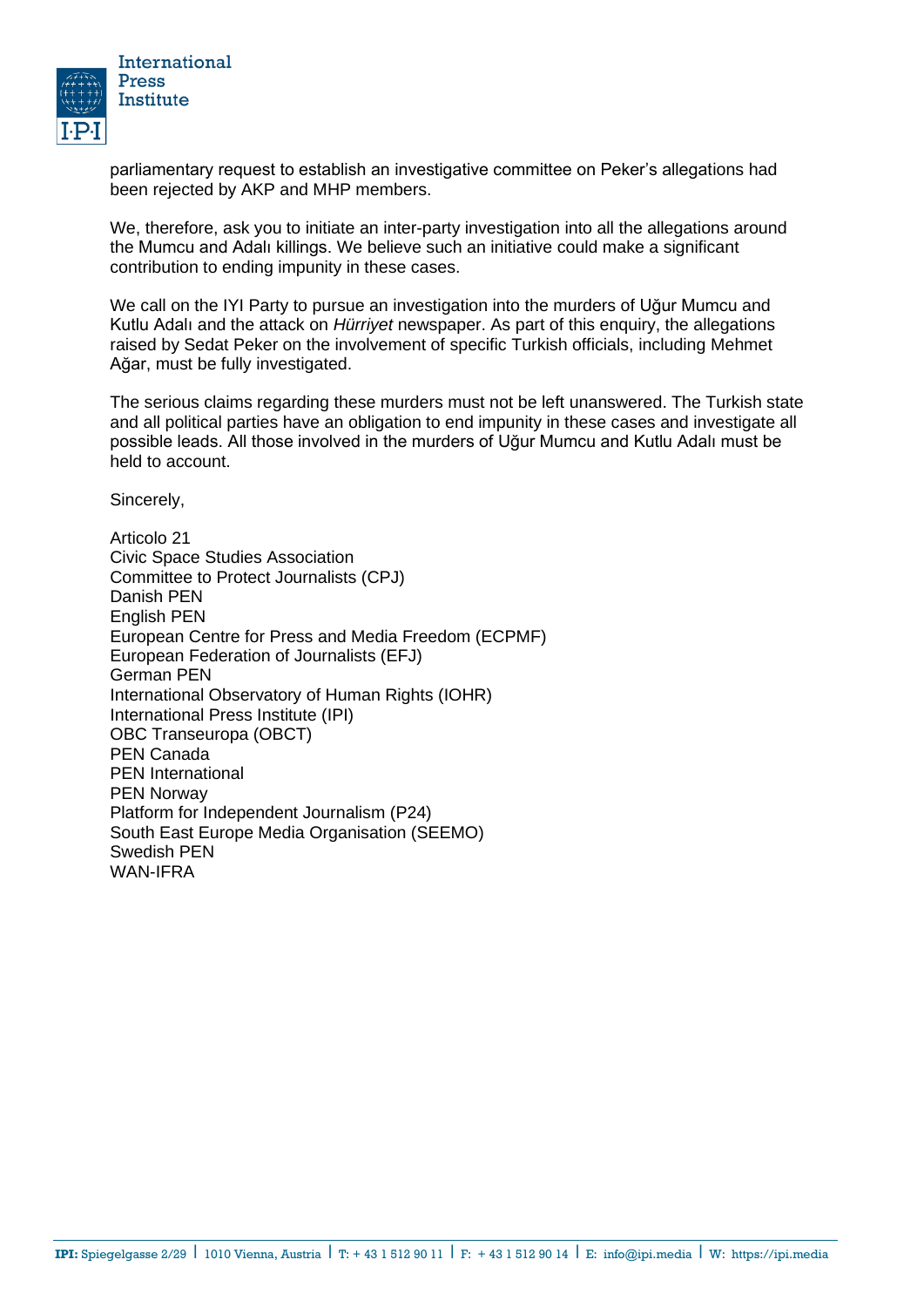parliamentary request to establish an investigative committee on Peker's allegations had been rejected by AKP and MHP members.

We, therefore, ask you to initiate an inter-party investigation into all the allegations around the Mumcu and Adalı killings. We believe such an initiative could make a significant contribution to ending impunity in these cases.

We call on the IYI Party to pursue an investigation into the murders of Uğur Mumcu and Kutlu Adalı and the attack on *Hürriyet* newspaper. As part of this enquiry, the allegations raised by Sedat Peker on the involvement of specific Turkish officials, including Mehmet Ağar, must be fully investigated.

The serious claims regarding these murders must not be left unanswered. The Turkish state and all political parties have an obligation to end impunity in these cases and investigate all possible leads. All those involved in the murders of Uğur Mumcu and Kutlu Adalı must be held to account.

Sincerely,

Articolo 21
Civic Space Studies Association
Committee to Protect Journalists (CPJ)
Danish PEN
English PEN
European Centre for Press and Media Freedom (ECPMF)
European Federation of Journalists (EFJ)
German PEN
International Observatory of Human Rights (IOHR)
International Press Institute (IPI)
OBC Transeuropa (OBCT)
PEN Canada
PEN International
PEN Norway
Platform for Independent Journalism (P24)
South East Europe Media Organisation (SEEMO)
Swedish PEN
WAN-IFRA